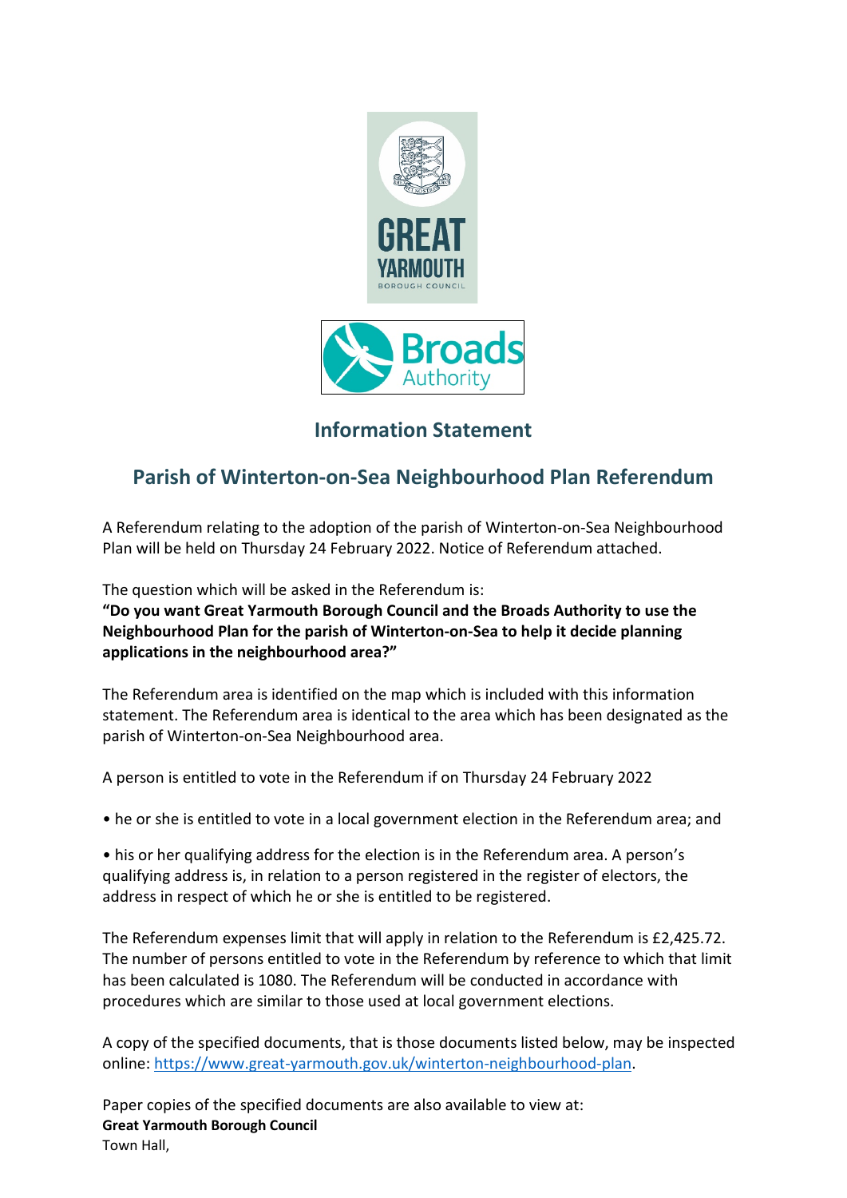# Information Statement

## Parish of Winterton-on-Sea Neighbourhood Plan Referendum

A Referendum relating to the adoption of the parish of Winterton-on-Sea Neighbourhood Plan will be held on Thursday 24 February 2022. Notice of Referendum attached.

The question which will be asked in the Referendum is:
**"Do you want Great Yarmouth Borough Council and the Broads Authority to use the Neighbourhood Plan for the parish of Winterton-on-Sea to help it decide planning applications in the neighbourhood area?"**

The Referendum area is identified on the map which is included with this information statement. The Referendum area is identical to the area which has been designated as the parish of Winterton-on-Sea Neighbourhood area.

A person is entitled to vote in the Referendum if on Thursday 24 February 2022

• he or she is entitled to vote in a local government election in the Referendum area; and

• his or her qualifying address for the election is in the Referendum area. A person's qualifying address is, in relation to a person registered in the register of electors, the address in respect of which he or she is entitled to be registered.

The Referendum expenses limit that will apply in relation to the Referendum is £2,425.72. The number of persons entitled to vote in the Referendum by reference to which that limit has been calculated is 1080. The Referendum will be conducted in accordance with procedures which are similar to those used at local government elections.

A copy of the specified documents, that is those documents listed below, may be inspected online: [https://www.great-yarmouth.gov.uk/winterton-neighbourhood-plan](https://www.great-yarmouth.gov.uk/winterton-neighbourhood-plan).

Paper copies of the specified documents are also available to view at:
**Great Yarmouth Borough Council**
Town Hall,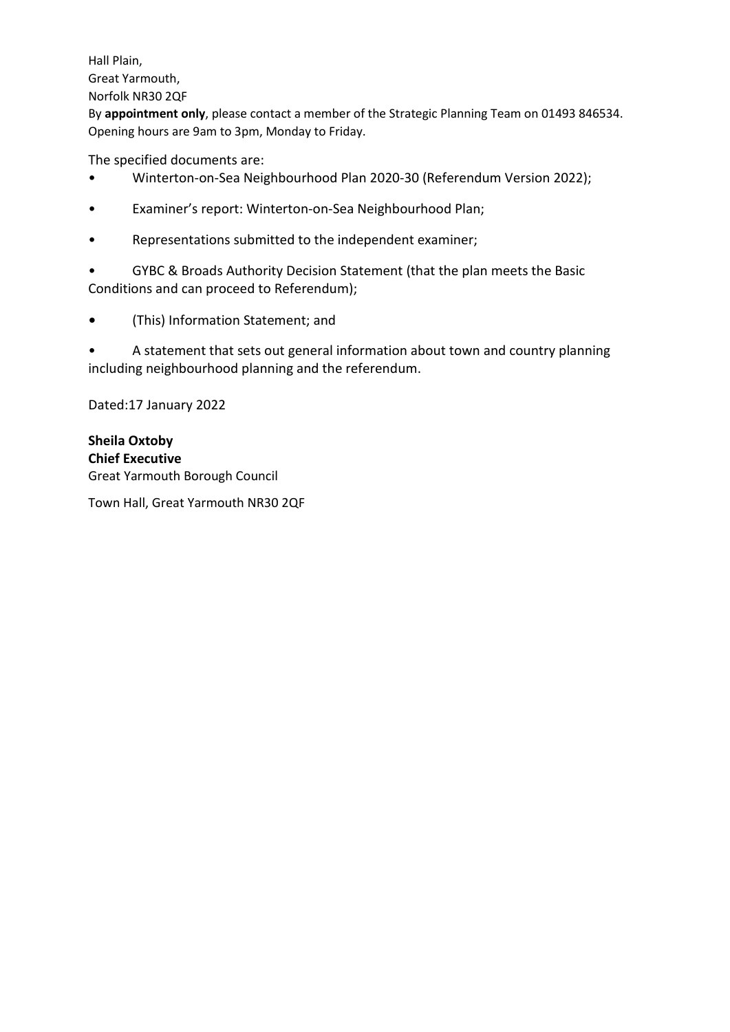Hall Plain,
Great Yarmouth,
Norfolk NR30 2QF
By **appointment only**, please contact a member of the Strategic Planning Team on 01493 846534. Opening hours are 9am to 3pm, Monday to Friday.

The specified documents are:

- Winterton-on-Sea Neighbourhood Plan 2020-30 (Referendum Version 2022);
- Examiner's report: Winterton-on-Sea Neighbourhood Plan;
- Representations submitted to the independent examiner;
- GYBC & Broads Authority Decision Statement (that the plan meets the Basic Conditions and can proceed to Referendum);
- (This) Information Statement; and
- A statement that sets out general information about town and country planning including neighbourhood planning and the referendum.

Dated:17 January 2022

**Sheila Oxtoby**
**Chief Executive**
Great Yarmouth Borough Council

Town Hall, Great Yarmouth NR30 2QF